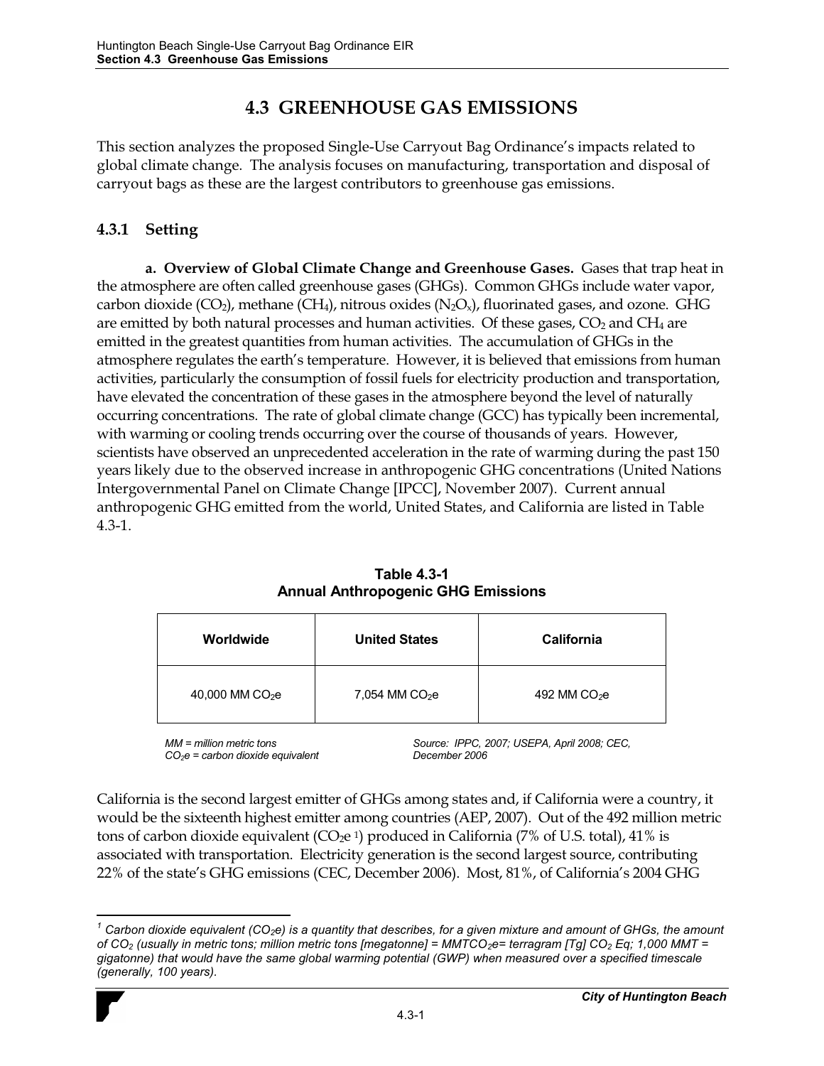# 4.3 GREENHOUSE GAS EMISSIONS

This section analyzes the proposed Single-Use Carryout Bag Ordinance's impacts related to global climate change. The analysis focuses on manufacturing, transportation and disposal of carryout bags as these are the largest contributors to greenhouse gas emissions.

## 4.3.1 Setting

**a. Overview of Global Climate Change and Greenhouse Gases.** Gases that trap heat in the atmosphere are often called greenhouse gases (GHGs). Common GHGs include water vapor, carbon dioxide ($CO_2$), methane ($CH_4$), nitrous oxides ($N_2O_x$), fluorinated gases, and ozone. GHG are emitted by both natural processes and human activities. Of these gases, $CO_2$ and $CH_4$ are emitted in the greatest quantities from human activities. The accumulation of GHGs in the atmosphere regulates the earth's temperature. However, it is believed that emissions from human activities, particularly the consumption of fossil fuels for electricity production and transportation, have elevated the concentration of these gases in the atmosphere beyond the level of naturally occurring concentrations. The rate of global climate change (GCC) has typically been incremental, with warming or cooling trends occurring over the course of thousands of years. However, scientists have observed an unprecedented acceleration in the rate of warming during the past 150 years likely due to the observed increase in anthropogenic GHG concentrations (United Nations Intergovernmental Panel on Climate Change [IPCC], November 2007). Current annual anthropogenic GHG emitted from the world, United States, and California are listed in Table 4.3-1.

**Table 4.3-1**
**Annual Anthropogenic GHG Emissions**

| Worldwide | United States | California |
| --- | --- | --- |
| 40,000 MM $CO_2e$ | 7,054 MM $CO_2e$ | 492 MM $CO_2e$ |

*MM = million metric tons*
*$CO_2e$ = carbon dioxide equivalent*

*Source: IPPC, 2007; USEPA, April 2008; CEC, December 2006*

California is the second largest emitter of GHGs among states and, if California were a country, it would be the sixteenth highest emitter among countries (AEP, 2007). Out of the 492 million metric tons of carbon dioxide equivalent ($CO_2e$ [1]) produced in California (7% of U.S. total), 41% is associated with transportation. Electricity generation is the second largest source, contributing 22% of the state's GHG emissions (CEC, December 2006). Most, 81%, of California's 2004 GHG

[1] *Carbon dioxide equivalent ($CO_2e$) is a quantity that describes, for a given mixture and amount of GHGs, the amount of $CO_2$ (usually in metric tons; million metric tons [megatonne] = $MMTCO_2e$= terragram [Tg] $CO_2$ Eq; 1,000 MMT = gigatonne) that would have the same global warming potential (GWP) when measured over a specified timescale (generally, 100 years).*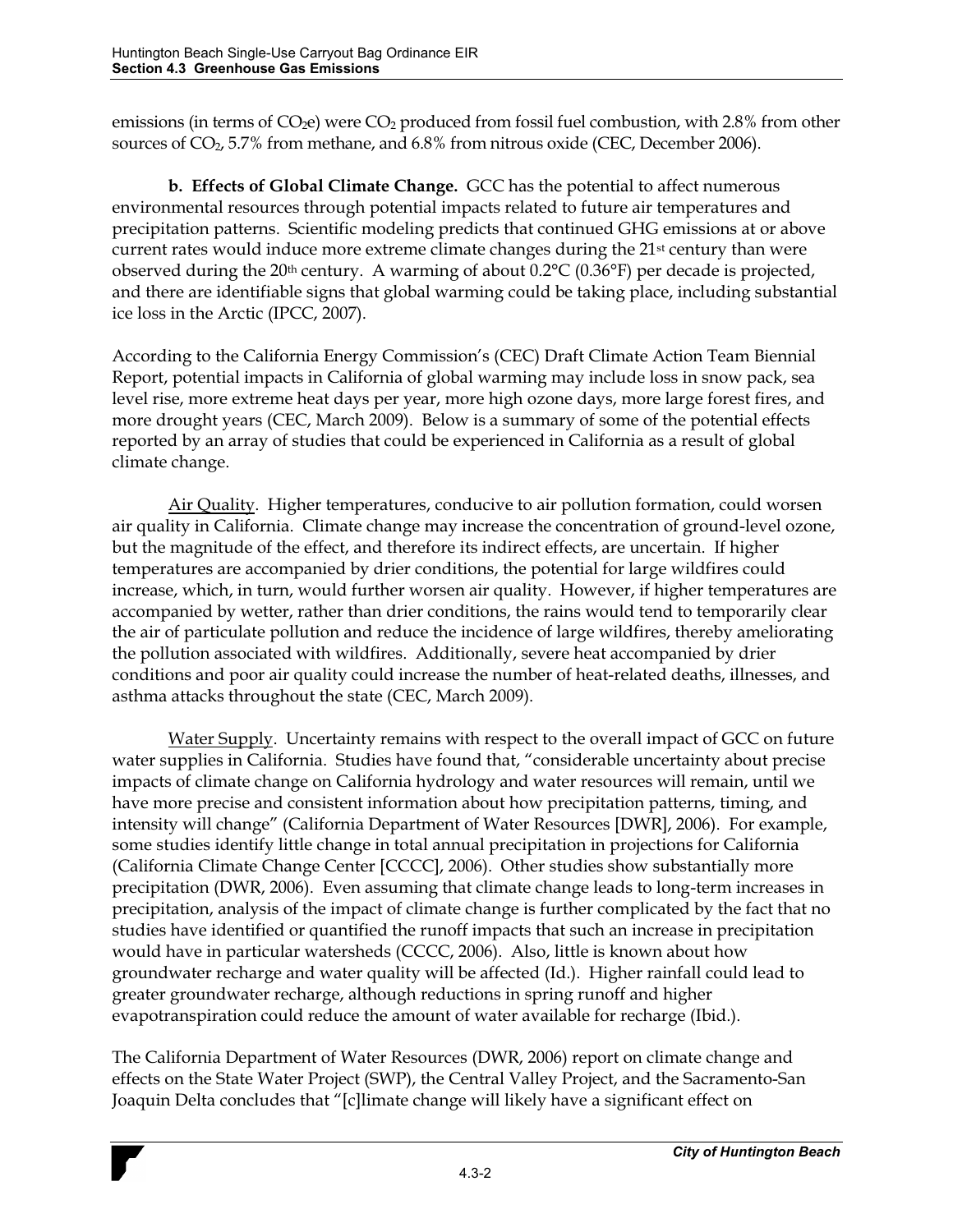emissions (in terms of $CO_2e$) were $CO_2$ produced from fossil fuel combustion, with 2.8% from other sources of $CO_2$, 5.7% from methane, and 6.8% from nitrous oxide (CEC, December 2006).

**b. Effects of Global Climate Change.** GCC has the potential to affect numerous environmental resources through potential impacts related to future air temperatures and precipitation patterns. Scientific modeling predicts that continued GHG emissions at or above current rates would induce more extreme climate changes during the 21st century than were observed during the 20th century. A warming of about 0.2°C (0.36°F) per decade is projected, and there are identifiable signs that global warming could be taking place, including substantial ice loss in the Arctic (IPCC, 2007).

According to the California Energy Commission's (CEC) Draft Climate Action Team Biennial Report, potential impacts in California of global warming may include loss in snow pack, sea level rise, more extreme heat days per year, more high ozone days, more large forest fires, and more drought years (CEC, March 2009). Below is a summary of some of the potential effects reported by an array of studies that could be experienced in California as a result of global climate change.

Air Quality. Higher temperatures, conducive to air pollution formation, could worsen air quality in California. Climate change may increase the concentration of ground-level ozone, but the magnitude of the effect, and therefore its indirect effects, are uncertain. If higher temperatures are accompanied by drier conditions, the potential for large wildfires could increase, which, in turn, would further worsen air quality. However, if higher temperatures are accompanied by wetter, rather than drier conditions, the rains would tend to temporarily clear the air of particulate pollution and reduce the incidence of large wildfires, thereby ameliorating the pollution associated with wildfires. Additionally, severe heat accompanied by drier conditions and poor air quality could increase the number of heat-related deaths, illnesses, and asthma attacks throughout the state (CEC, March 2009).

Water Supply. Uncertainty remains with respect to the overall impact of GCC on future water supplies in California. Studies have found that, "considerable uncertainty about precise impacts of climate change on California hydrology and water resources will remain, until we have more precise and consistent information about how precipitation patterns, timing, and intensity will change" (California Department of Water Resources [DWR], 2006). For example, some studies identify little change in total annual precipitation in projections for California (California Climate Change Center [CCCC], 2006). Other studies show substantially more precipitation (DWR, 2006). Even assuming that climate change leads to long-term increases in precipitation, analysis of the impact of climate change is further complicated by the fact that no studies have identified or quantified the runoff impacts that such an increase in precipitation would have in particular watersheds (CCCC, 2006). Also, little is known about how groundwater recharge and water quality will be affected (Id.). Higher rainfall could lead to greater groundwater recharge, although reductions in spring runoff and higher evapotranspiration could reduce the amount of water available for recharge (Ibid.).

The California Department of Water Resources (DWR, 2006) report on climate change and effects on the State Water Project (SWP), the Central Valley Project, and the Sacramento-San Joaquin Delta concludes that "[c]limate change will likely have a significant effect on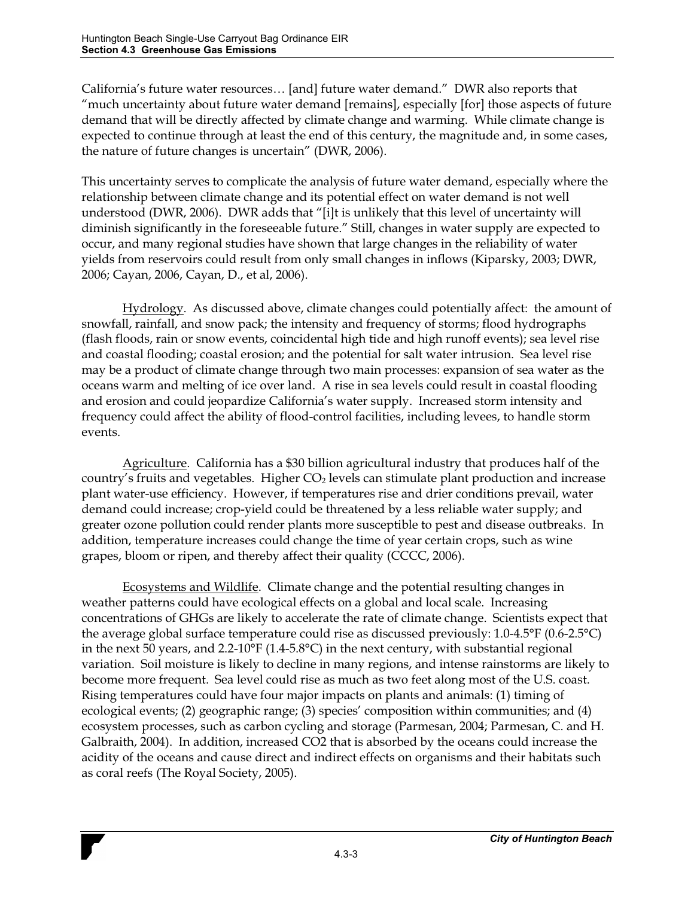California's future water resources… [and] future water demand." DWR also reports that "much uncertainty about future water demand [remains], especially [for] those aspects of future demand that will be directly affected by climate change and warming. While climate change is expected to continue through at least the end of this century, the magnitude and, in some cases, the nature of future changes is uncertain" (DWR, 2006).

This uncertainty serves to complicate the analysis of future water demand, especially where the relationship between climate change and its potential effect on water demand is not well understood (DWR, 2006). DWR adds that "[i]t is unlikely that this level of uncertainty will diminish significantly in the foreseeable future." Still, changes in water supply are expected to occur, and many regional studies have shown that large changes in the reliability of water yields from reservoirs could result from only small changes in inflows (Kiparsky, 2003; DWR, 2006; Cayan, 2006, Cayan, D., et al, 2006).

Hydrology. As discussed above, climate changes could potentially affect: the amount of snowfall, rainfall, and snow pack; the intensity and frequency of storms; flood hydrographs (flash floods, rain or snow events, coincidental high tide and high runoff events); sea level rise and coastal flooding; coastal erosion; and the potential for salt water intrusion. Sea level rise may be a product of climate change through two main processes: expansion of sea water as the oceans warm and melting of ice over land. A rise in sea levels could result in coastal flooding and erosion and could jeopardize California's water supply. Increased storm intensity and frequency could affect the ability of flood-control facilities, including levees, to handle storm events.

Agriculture. California has a $30 billion agricultural industry that produces half of the country's fruits and vegetables. Higher $CO_2$ levels can stimulate plant production and increase plant water-use efficiency. However, if temperatures rise and drier conditions prevail, water demand could increase; crop-yield could be threatened by a less reliable water supply; and greater ozone pollution could render plants more susceptible to pest and disease outbreaks. In addition, temperature increases could change the time of year certain crops, such as wine grapes, bloom or ripen, and thereby affect their quality (CCCC, 2006).

Ecosystems and Wildlife. Climate change and the potential resulting changes in weather patterns could have ecological effects on a global and local scale. Increasing concentrations of GHGs are likely to accelerate the rate of climate change. Scientists expect that the average global surface temperature could rise as discussed previously: 1.0-4.5°F (0.6-2.5°C) in the next 50 years, and 2.2-10°F (1.4-5.8°C) in the next century, with substantial regional variation. Soil moisture is likely to decline in many regions, and intense rainstorms are likely to become more frequent. Sea level could rise as much as two feet along most of the U.S. coast. Rising temperatures could have four major impacts on plants and animals: (1) timing of ecological events; (2) geographic range; (3) species' composition within communities; and (4) ecosystem processes, such as carbon cycling and storage (Parmesan, 2004; Parmesan, C. and H. Galbraith, 2004). In addition, increased $CO_2$ that is absorbed by the oceans could increase the acidity of the oceans and cause direct and indirect effects on organisms and their habitats such as coral reefs (The Royal Society, 2005).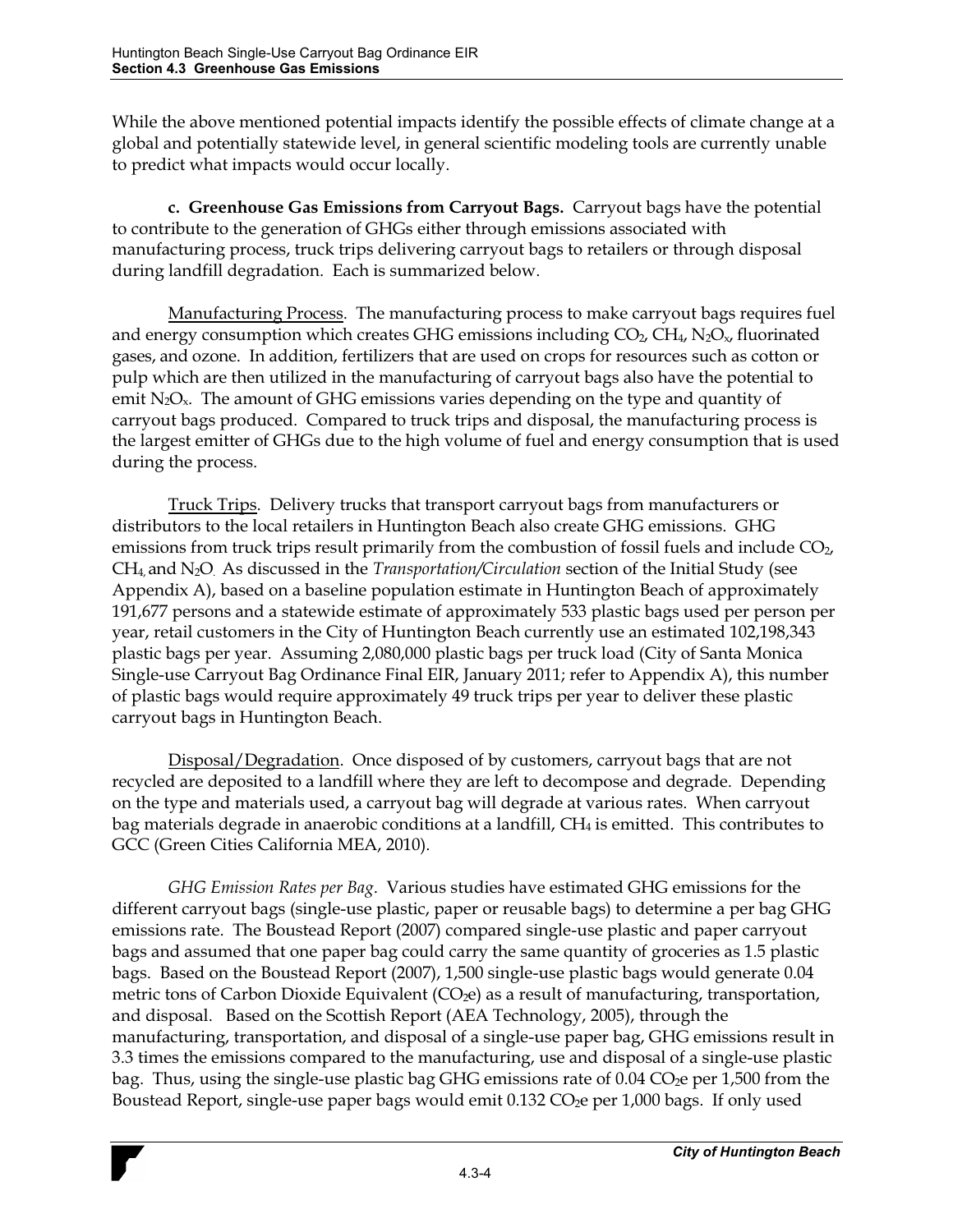While the above mentioned potential impacts identify the possible effects of climate change at a global and potentially statewide level, in general scientific modeling tools are currently unable to predict what impacts would occur locally.

**c. Greenhouse Gas Emissions from Carryout Bags.** Carryout bags have the potential to contribute to the generation of GHGs either through emissions associated with manufacturing process, truck trips delivering carryout bags to retailers or through disposal during landfill degradation. Each is summarized below.

Manufacturing Process. The manufacturing process to make carryout bags requires fuel and energy consumption which creates GHG emissions including $CO_2$, $CH_4$, $N_2O_x$, fluorinated gases, and ozone. In addition, fertilizers that are used on crops for resources such as cotton or pulp which are then utilized in the manufacturing of carryout bags also have the potential to emit $N_2O_x$. The amount of GHG emissions varies depending on the type and quantity of carryout bags produced. Compared to truck trips and disposal, the manufacturing process is the largest emitter of GHGs due to the high volume of fuel and energy consumption that is used during the process.

Truck Trips. Delivery trucks that transport carryout bags from manufacturers or distributors to the local retailers in Huntington Beach also create GHG emissions. GHG emissions from truck trips result primarily from the combustion of fossil fuels and include $CO_2$, $CH_4$, and $N_2O$. As discussed in the *Transportation/Circulation* section of the Initial Study (see Appendix A), based on a baseline population estimate in Huntington Beach of approximately 191,677 persons and a statewide estimate of approximately 533 plastic bags used per person per year, retail customers in the City of Huntington Beach currently use an estimated 102,198,343 plastic bags per year. Assuming 2,080,000 plastic bags per truck load (City of Santa Monica Single-use Carryout Bag Ordinance Final EIR, January 2011; refer to Appendix A), this number of plastic bags would require approximately 49 truck trips per year to deliver these plastic carryout bags in Huntington Beach.

Disposal/Degradation. Once disposed of by customers, carryout bags that are not recycled are deposited to a landfill where they are left to decompose and degrade. Depending on the type and materials used, a carryout bag will degrade at various rates. When carryout bag materials degrade in anaerobic conditions at a landfill, $CH_4$ is emitted. This contributes to GCC (Green Cities California MEA, 2010).

*GHG Emission Rates per Bag*. Various studies have estimated GHG emissions for the different carryout bags (single-use plastic, paper or reusable bags) to determine a per bag GHG emissions rate. The Boustead Report (2007) compared single-use plastic and paper carryout bags and assumed that one paper bag could carry the same quantity of groceries as 1.5 plastic bags. Based on the Boustead Report (2007), 1,500 single-use plastic bags would generate 0.04 metric tons of Carbon Dioxide Equivalent ($CO_2e$) as a result of manufacturing, transportation, and disposal. Based on the Scottish Report (AEA Technology, 2005), through the manufacturing, transportation, and disposal of a single-use paper bag, GHG emissions result in 3.3 times the emissions compared to the manufacturing, use and disposal of a single-use plastic bag. Thus, using the single-use plastic bag GHG emissions rate of 0.04 $CO_2e$ per 1,500 from the Boustead Report, single-use paper bags would emit 0.132 $CO_2e$ per 1,000 bags. If only used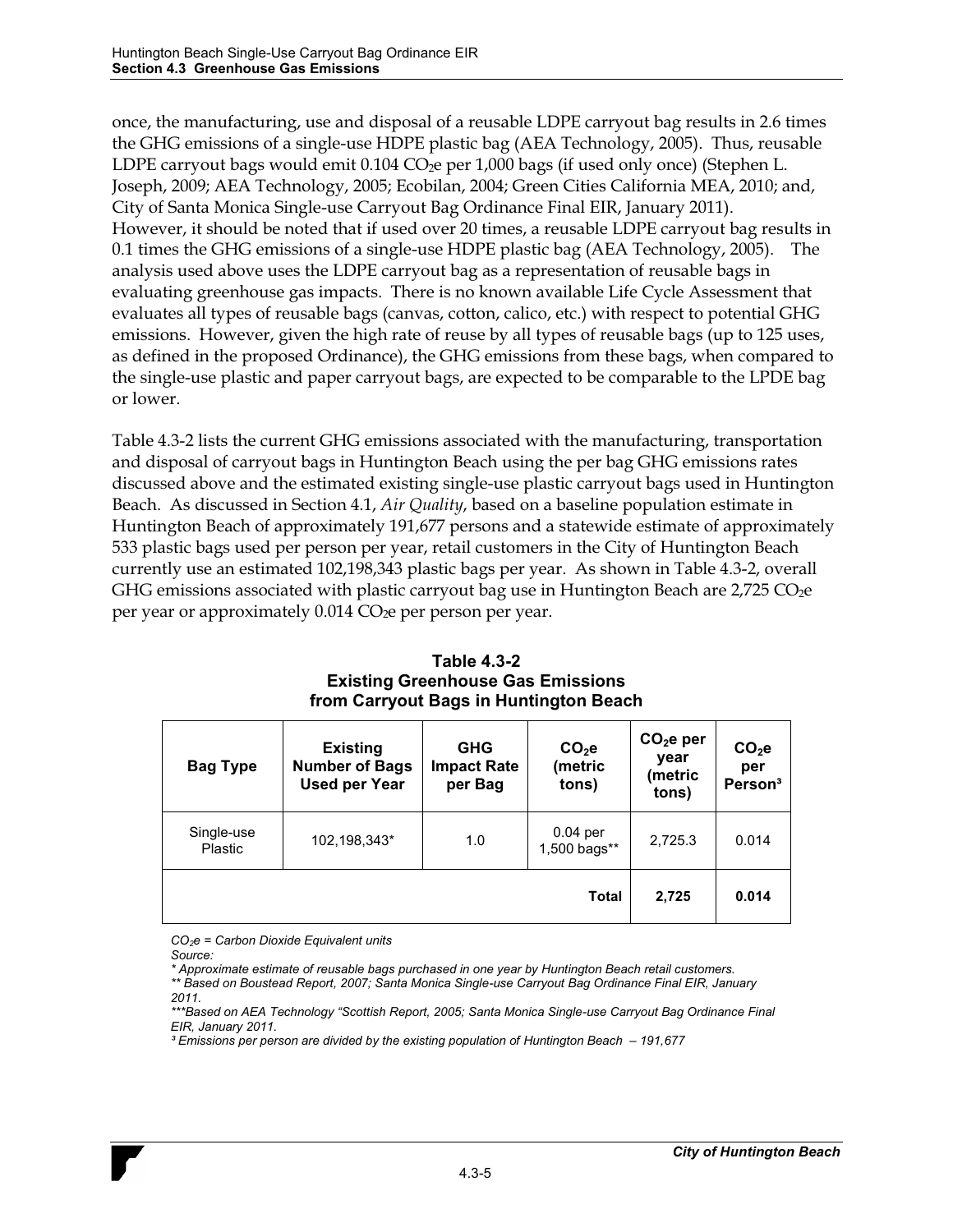once, the manufacturing, use and disposal of a reusable LDPE carryout bag results in 2.6 times the GHG emissions of a single-use HDPE plastic bag (AEA Technology, 2005). Thus, reusable LDPE carryout bags would emit 0.104 $CO_2e$ per 1,000 bags (if used only once) (Stephen L. Joseph, 2009; AEA Technology, 2005; Ecobilan, 2004; Green Cities California MEA, 2010; and, City of Santa Monica Single-use Carryout Bag Ordinance Final EIR, January 2011). However, it should be noted that if used over 20 times, a reusable LDPE carryout bag results in 0.1 times the GHG emissions of a single-use HDPE plastic bag (AEA Technology, 2005). The analysis used above uses the LDPE carryout bag as a representation of reusable bags in evaluating greenhouse gas impacts. There is no known available Life Cycle Assessment that evaluates all types of reusable bags (canvas, cotton, calico, etc.) with respect to potential GHG emissions. However, given the high rate of reuse by all types of reusable bags (up to 125 uses, as defined in the proposed Ordinance), the GHG emissions from these bags, when compared to the single-use plastic and paper carryout bags, are expected to be comparable to the LPDE bag or lower.

Table 4.3-2 lists the current GHG emissions associated with the manufacturing, transportation and disposal of carryout bags in Huntington Beach using the per bag GHG emissions rates discussed above and the estimated existing single-use plastic carryout bags used in Huntington Beach. As discussed in Section 4.1, *Air Quality*, based on a baseline population estimate in Huntington Beach of approximately 191,677 persons and a statewide estimate of approximately 533 plastic bags used per person per year, retail customers in the City of Huntington Beach currently use an estimated 102,198,343 plastic bags per year. As shown in Table 4.3-2, overall GHG emissions associated with plastic carryout bag use in Huntington Beach are 2,725 $CO_2e$ per year or approximately 0.014 $CO_2e$ per person per year.

**Table 4.3-2**
**Existing Greenhouse Gas Emissions from Carryout Bags in Huntington Beach**

| Bag Type | Existing Number of Bags Used per Year | GHG Impact Rate per Bag | $CO_2e$ (metric tons) | $CO_2e$ per year (metric tons) | $CO_2e$ per Person[3] |
|---|---|---|---|---|---|
| Single-use Plastic | 102,198,343* | 1.0 | 0.04 per 1,500 bags** | 2,725.3 | 0.014 |
| | | | **Total** | **2,725** | **0.014** |

*$CO_2e$ = Carbon Dioxide Equivalent units*
*Source:*
*\* Approximate estimate of reusable bags purchased in one year by Huntington Beach retail customers.*
*\*\* Based on Boustead Report, 2007; Santa Monica Single-use Carryout Bag Ordinance Final EIR, January 2011.*
*\*\*\*Based on AEA Technology "Scottish Report, 2005; Santa Monica Single-use Carryout Bag Ordinance Final EIR, January 2011.*
*[3] Emissions per person are divided by the existing population of Huntington Beach – 191,677*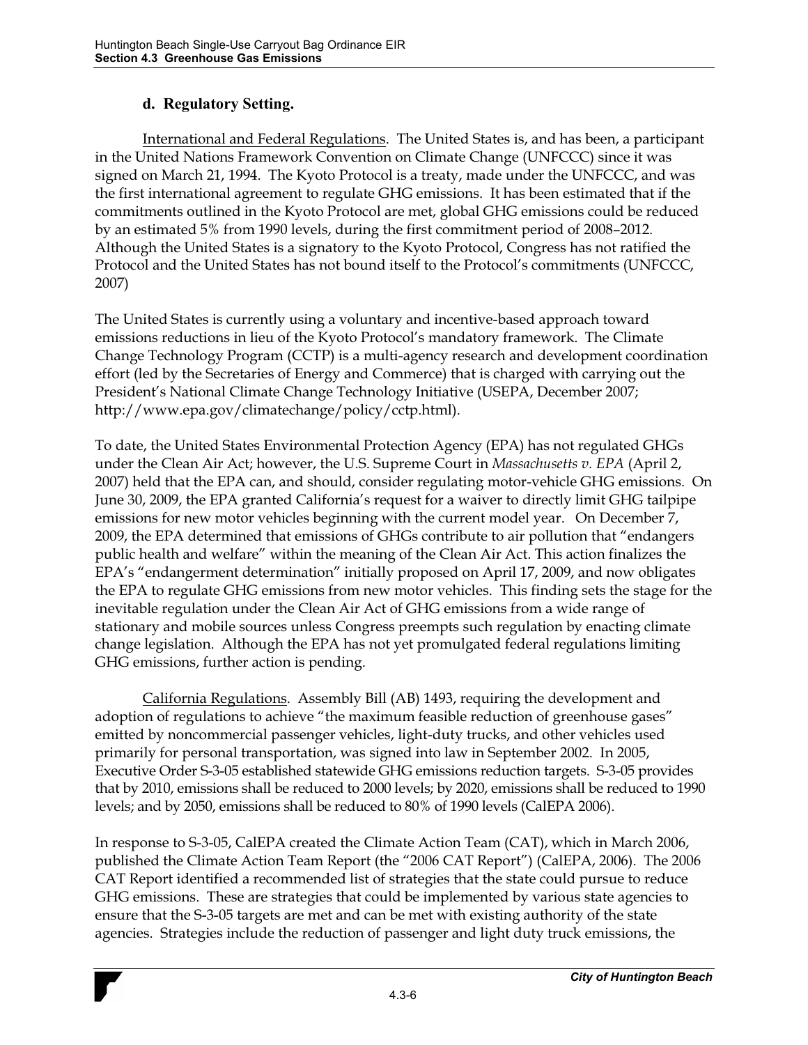### d. Regulatory Setting.

International and Federal Regulations. The United States is, and has been, a participant in the United Nations Framework Convention on Climate Change (UNFCCC) since it was signed on March 21, 1994. The Kyoto Protocol is a treaty, made under the UNFCCC, and was the first international agreement to regulate GHG emissions. It has been estimated that if the commitments outlined in the Kyoto Protocol are met, global GHG emissions could be reduced by an estimated 5% from 1990 levels, during the first commitment period of 2008–2012. Although the United States is a signatory to the Kyoto Protocol, Congress has not ratified the Protocol and the United States has not bound itself to the Protocol's commitments (UNFCCC, 2007)

The United States is currently using a voluntary and incentive-based approach toward emissions reductions in lieu of the Kyoto Protocol's mandatory framework. The Climate Change Technology Program (CCTP) is a multi-agency research and development coordination effort (led by the Secretaries of Energy and Commerce) that is charged with carrying out the President's National Climate Change Technology Initiative (USEPA, December 2007; http://www.epa.gov/climatechange/policy/cctp.html).

To date, the United States Environmental Protection Agency (EPA) has not regulated GHGs under the Clean Air Act; however, the U.S. Supreme Court in *Massachusetts v. EPA* (April 2, 2007) held that the EPA can, and should, consider regulating motor-vehicle GHG emissions. On June 30, 2009, the EPA granted California's request for a waiver to directly limit GHG tailpipe emissions for new motor vehicles beginning with the current model year. On December 7, 2009, the EPA determined that emissions of GHGs contribute to air pollution that "endangers public health and welfare" within the meaning of the Clean Air Act. This action finalizes the EPA's "endangerment determination" initially proposed on April 17, 2009, and now obligates the EPA to regulate GHG emissions from new motor vehicles. This finding sets the stage for the inevitable regulation under the Clean Air Act of GHG emissions from a wide range of stationary and mobile sources unless Congress preempts such regulation by enacting climate change legislation. Although the EPA has not yet promulgated federal regulations limiting GHG emissions, further action is pending.

California Regulations. Assembly Bill (AB) 1493, requiring the development and adoption of regulations to achieve "the maximum feasible reduction of greenhouse gases" emitted by noncommercial passenger vehicles, light-duty trucks, and other vehicles used primarily for personal transportation, was signed into law in September 2002. In 2005, Executive Order S-3-05 established statewide GHG emissions reduction targets. S-3-05 provides that by 2010, emissions shall be reduced to 2000 levels; by 2020, emissions shall be reduced to 1990 levels; and by 2050, emissions shall be reduced to 80% of 1990 levels (CalEPA 2006).

In response to S-3-05, CalEPA created the Climate Action Team (CAT), which in March 2006, published the Climate Action Team Report (the "2006 CAT Report") (CalEPA, 2006). The 2006 CAT Report identified a recommended list of strategies that the state could pursue to reduce GHG emissions. These are strategies that could be implemented by various state agencies to ensure that the S-3-05 targets are met and can be met with existing authority of the state agencies. Strategies include the reduction of passenger and light duty truck emissions, the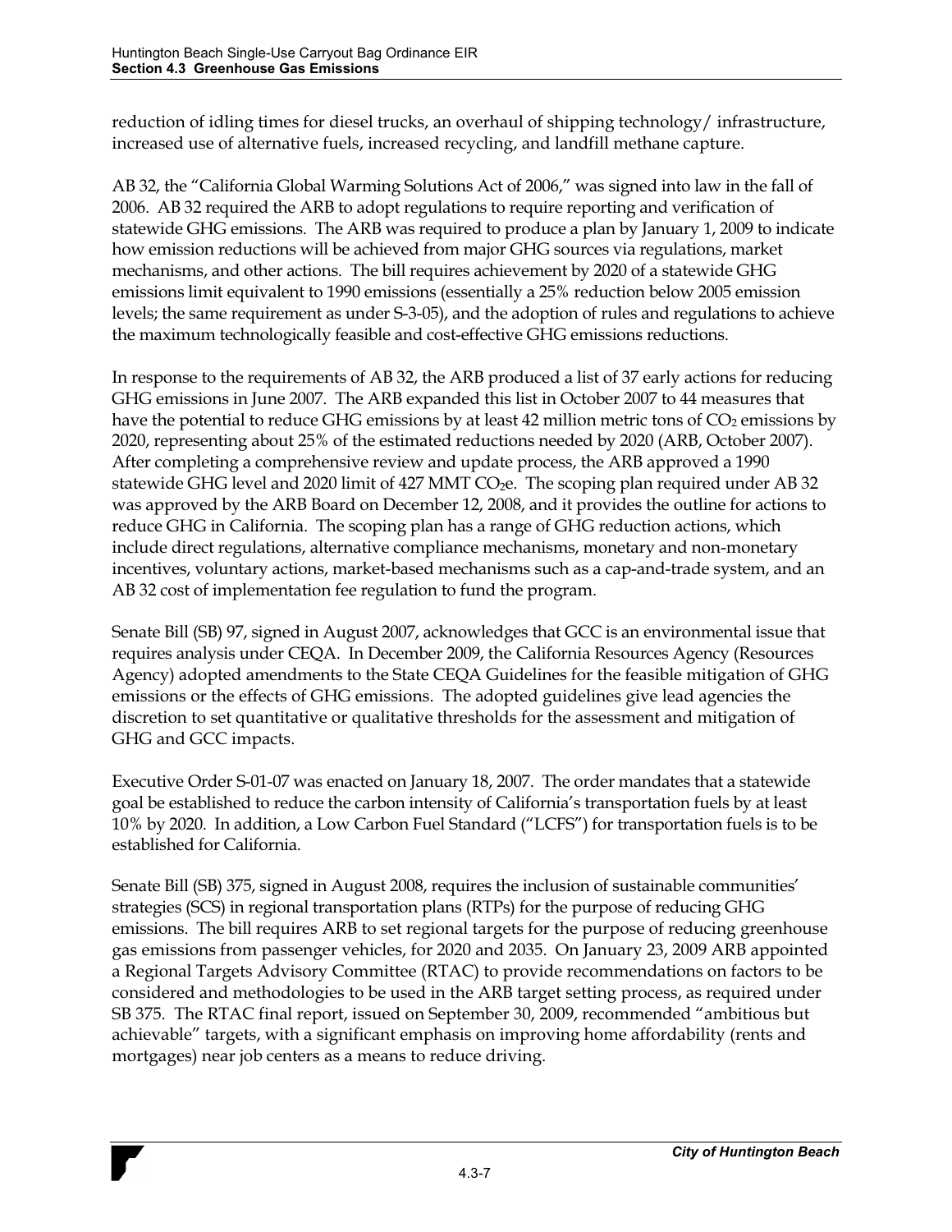reduction of idling times for diesel trucks, an overhaul of shipping technology/ infrastructure, increased use of alternative fuels, increased recycling, and landfill methane capture.

AB 32, the "California Global Warming Solutions Act of 2006," was signed into law in the fall of 2006. AB 32 required the ARB to adopt regulations to require reporting and verification of statewide GHG emissions. The ARB was required to produce a plan by January 1, 2009 to indicate how emission reductions will be achieved from major GHG sources via regulations, market mechanisms, and other actions. The bill requires achievement by 2020 of a statewide GHG emissions limit equivalent to 1990 emissions (essentially a 25% reduction below 2005 emission levels; the same requirement as under S-3-05), and the adoption of rules and regulations to achieve the maximum technologically feasible and cost-effective GHG emissions reductions.

In response to the requirements of AB 32, the ARB produced a list of 37 early actions for reducing GHG emissions in June 2007. The ARB expanded this list in October 2007 to 44 measures that have the potential to reduce GHG emissions by at least 42 million metric tons of $CO_2$ emissions by 2020, representing about 25% of the estimated reductions needed by 2020 (ARB, October 2007). After completing a comprehensive review and update process, the ARB approved a 1990 statewide GHG level and 2020 limit of 427 MMT $CO_2$e. The scoping plan required under AB 32 was approved by the ARB Board on December 12, 2008, and it provides the outline for actions to reduce GHG in California. The scoping plan has a range of GHG reduction actions, which include direct regulations, alternative compliance mechanisms, monetary and non-monetary incentives, voluntary actions, market-based mechanisms such as a cap-and-trade system, and an AB 32 cost of implementation fee regulation to fund the program.

Senate Bill (SB) 97, signed in August 2007, acknowledges that GCC is an environmental issue that requires analysis under CEQA. In December 2009, the California Resources Agency (Resources Agency) adopted amendments to the State CEQA Guidelines for the feasible mitigation of GHG emissions or the effects of GHG emissions. The adopted guidelines give lead agencies the discretion to set quantitative or qualitative thresholds for the assessment and mitigation of GHG and GCC impacts.

Executive Order S-01-07 was enacted on January 18, 2007. The order mandates that a statewide goal be established to reduce the carbon intensity of California's transportation fuels by at least 10% by 2020. In addition, a Low Carbon Fuel Standard ("LCFS") for transportation fuels is to be established for California.

Senate Bill (SB) 375, signed in August 2008, requires the inclusion of sustainable communities' strategies (SCS) in regional transportation plans (RTPs) for the purpose of reducing GHG emissions. The bill requires ARB to set regional targets for the purpose of reducing greenhouse gas emissions from passenger vehicles, for 2020 and 2035. On January 23, 2009 ARB appointed a Regional Targets Advisory Committee (RTAC) to provide recommendations on factors to be considered and methodologies to be used in the ARB target setting process, as required under SB 375. The RTAC final report, issued on September 30, 2009, recommended "ambitious but achievable" targets, with a significant emphasis on improving home affordability (rents and mortgages) near job centers as a means to reduce driving.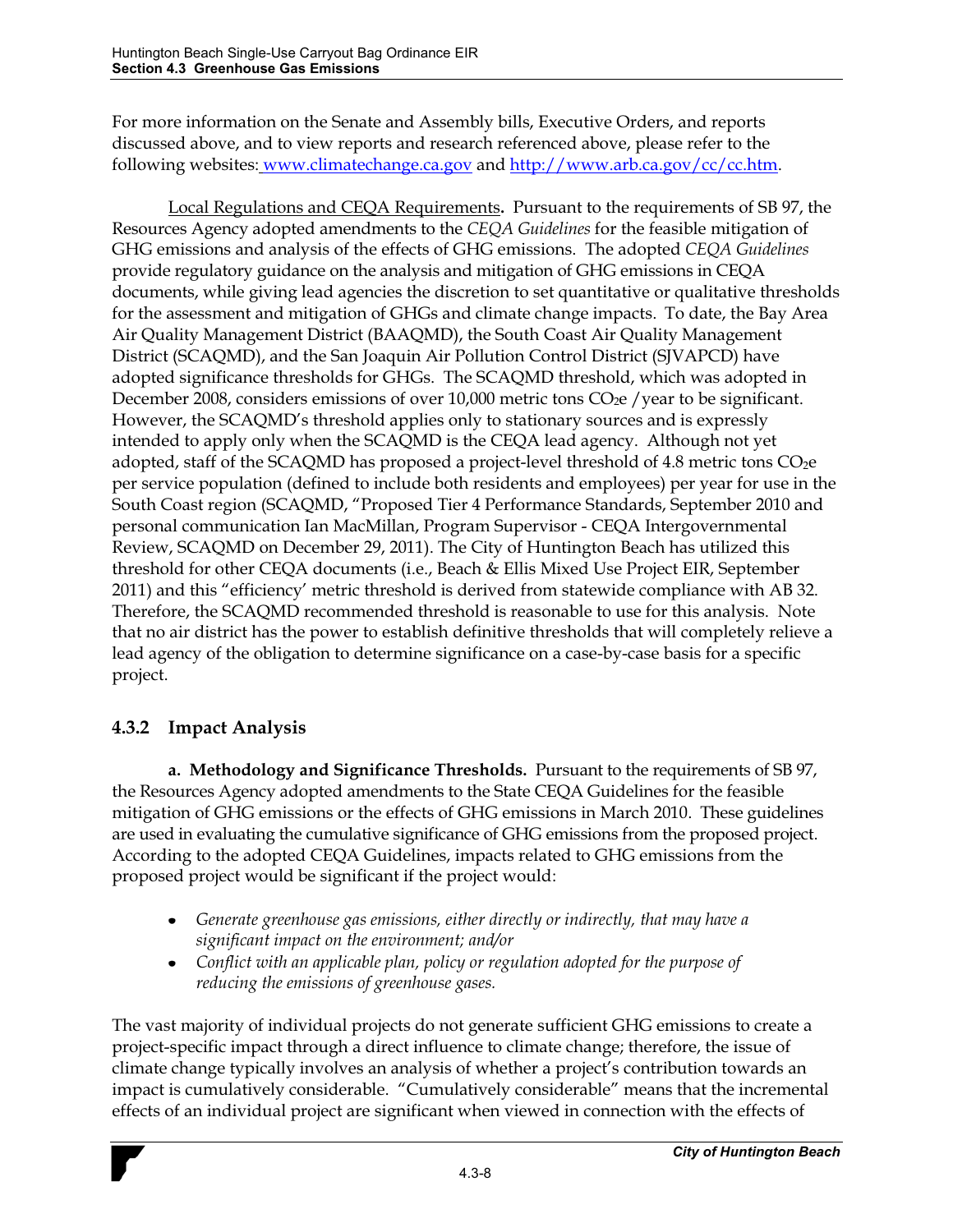For more information on the Senate and Assembly bills, Executive Orders, and reports discussed above, and to view reports and research referenced above, please refer to the following websites: www.climatechange.ca.gov and http://www.arb.ca.gov/cc/cc.htm.

Local Regulations and CEQA Requirements. Pursuant to the requirements of SB 97, the Resources Agency adopted amendments to the *CEQA Guidelines* for the feasible mitigation of GHG emissions and analysis of the effects of GHG emissions. The adopted *CEQA Guidelines* provide regulatory guidance on the analysis and mitigation of GHG emissions in CEQA documents, while giving lead agencies the discretion to set quantitative or qualitative thresholds for the assessment and mitigation of GHGs and climate change impacts. To date, the Bay Area Air Quality Management District (BAAQMD), the South Coast Air Quality Management District (SCAQMD), and the San Joaquin Air Pollution Control District (SJVAPCD) have adopted significance thresholds for GHGs. The SCAQMD threshold, which was adopted in December 2008, considers emissions of over 10,000 metric tons $CO_2e$ /year to be significant. However, the SCAQMD's threshold applies only to stationary sources and is expressly intended to apply only when the SCAQMD is the CEQA lead agency. Although not yet adopted, staff of the SCAQMD has proposed a project-level threshold of 4.8 metric tons $CO_2e$ per service population (defined to include both residents and employees) per year for use in the South Coast region (SCAQMD, "Proposed Tier 4 Performance Standards, September 2010 and personal communication Ian MacMillan, Program Supervisor - CEQA Intergovernmental Review, SCAQMD on December 29, 2011). The City of Huntington Beach has utilized this threshold for other CEQA documents (i.e., Beach & Ellis Mixed Use Project EIR, September 2011) and this "efficiency' metric threshold is derived from statewide compliance with AB 32. Therefore, the SCAQMD recommended threshold is reasonable to use for this analysis. Note that no air district has the power to establish definitive thresholds that will completely relieve a lead agency of the obligation to determine significance on a case-by-case basis for a specific project.

### 4.3.2 Impact Analysis

**a. Methodology and Significance Thresholds.** Pursuant to the requirements of SB 97, the Resources Agency adopted amendments to the State CEQA Guidelines for the feasible mitigation of GHG emissions or the effects of GHG emissions in March 2010. These guidelines are used in evaluating the cumulative significance of GHG emissions from the proposed project. According to the adopted CEQA Guidelines, impacts related to GHG emissions from the proposed project would be significant if the project would:

- *Generate greenhouse gas emissions, either directly or indirectly, that may have a significant impact on the environment; and/or*
- *Conflict with an applicable plan, policy or regulation adopted for the purpose of reducing the emissions of greenhouse gases.*

The vast majority of individual projects do not generate sufficient GHG emissions to create a project-specific impact through a direct influence to climate change; therefore, the issue of climate change typically involves an analysis of whether a project's contribution towards an impact is cumulatively considerable. "Cumulatively considerable" means that the incremental effects of an individual project are significant when viewed in connection with the effects of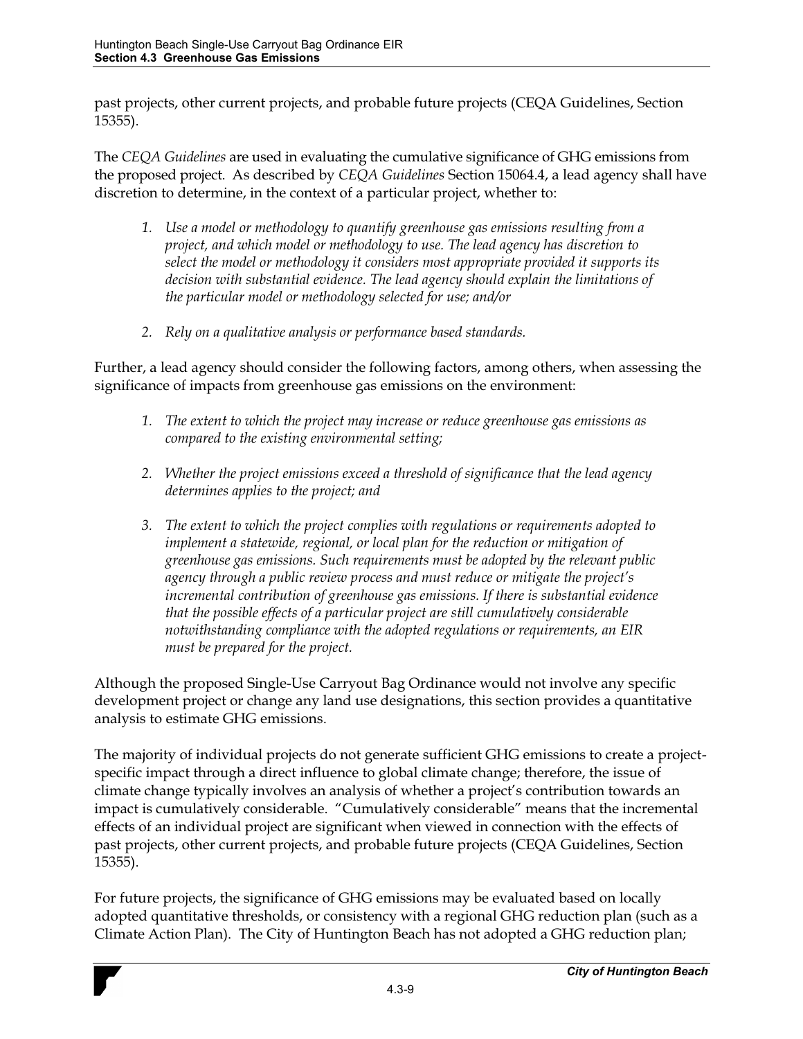past projects, other current projects, and probable future projects (CEQA Guidelines, Section 15355).

The *CEQA Guidelines* are used in evaluating the cumulative significance of GHG emissions from the proposed project. As described by *CEQA Guidelines* Section 15064.4, a lead agency shall have discretion to determine, in the context of a particular project, whether to:

1. *Use a model or methodology to quantify greenhouse gas emissions resulting from a project, and which model or methodology to use. The lead agency has discretion to select the model or methodology it considers most appropriate provided it supports its decision with substantial evidence. The lead agency should explain the limitations of the particular model or methodology selected for use; and/or*

2. *Rely on a qualitative analysis or performance based standards.*

Further, a lead agency should consider the following factors, among others, when assessing the significance of impacts from greenhouse gas emissions on the environment:

1. *The extent to which the project may increase or reduce greenhouse gas emissions as compared to the existing environmental setting;*

2. *Whether the project emissions exceed a threshold of significance that the lead agency determines applies to the project; and*

3. *The extent to which the project complies with regulations or requirements adopted to implement a statewide, regional, or local plan for the reduction or mitigation of greenhouse gas emissions. Such requirements must be adopted by the relevant public agency through a public review process and must reduce or mitigate the project's incremental contribution of greenhouse gas emissions. If there is substantial evidence that the possible effects of a particular project are still cumulatively considerable notwithstanding compliance with the adopted regulations or requirements, an EIR must be prepared for the project.*

Although the proposed Single-Use Carryout Bag Ordinance would not involve any specific development project or change any land use designations, this section provides a quantitative analysis to estimate GHG emissions.

The majority of individual projects do not generate sufficient GHG emissions to create a project-specific impact through a direct influence to global climate change; therefore, the issue of climate change typically involves an analysis of whether a project's contribution towards an impact is cumulatively considerable. "Cumulatively considerable" means that the incremental effects of an individual project are significant when viewed in connection with the effects of past projects, other current projects, and probable future projects (CEQA Guidelines, Section 15355).

For future projects, the significance of GHG emissions may be evaluated based on locally adopted quantitative thresholds, or consistency with a regional GHG reduction plan (such as a Climate Action Plan). The City of Huntington Beach has not adopted a GHG reduction plan;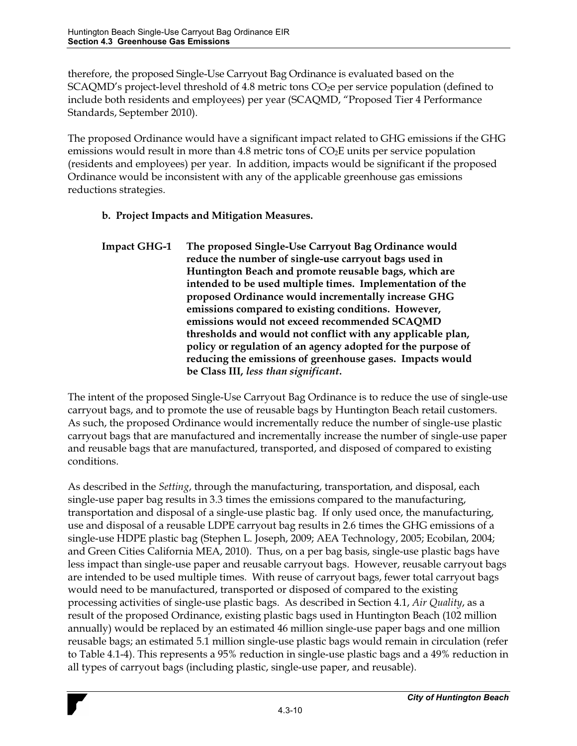therefore, the proposed Single-Use Carryout Bag Ordinance is evaluated based on the SCAQMD's project-level threshold of 4.8 metric tons $CO_2e$ per service population (defined to include both residents and employees) per year (SCAQMD, "Proposed Tier 4 Performance Standards, September 2010).

The proposed Ordinance would have a significant impact related to GHG emissions if the GHG emissions would result in more than 4.8 metric tons of $CO_2E$ units per service population (residents and employees) per year. In addition, impacts would be significant if the proposed Ordinance would be inconsistent with any of the applicable greenhouse gas emissions reductions strategies.

**b. Project Impacts and Mitigation Measures.**

**Impact GHG-1 The proposed Single-Use Carryout Bag Ordinance would reduce the number of single-use carryout bags used in Huntington Beach and promote reusable bags, which are intended to be used multiple times. Implementation of the proposed Ordinance would incrementally increase GHG emissions compared to existing conditions. However, emissions would not exceed recommended SCAQMD thresholds and would not conflict with any applicable plan, policy or regulation of an agency adopted for the purpose of reducing the emissions of greenhouse gases. Impacts would be Class III, *less than significant*.**

The intent of the proposed Single-Use Carryout Bag Ordinance is to reduce the use of single-use carryout bags, and to promote the use of reusable bags by Huntington Beach retail customers. As such, the proposed Ordinance would incrementally reduce the number of single-use plastic carryout bags that are manufactured and incrementally increase the number of single-use paper and reusable bags that are manufactured, transported, and disposed of compared to existing conditions.

As described in the *Setting*, through the manufacturing, transportation, and disposal, each single-use paper bag results in 3.3 times the emissions compared to the manufacturing, transportation and disposal of a single-use plastic bag. If only used once, the manufacturing, use and disposal of a reusable LDPE carryout bag results in 2.6 times the GHG emissions of a single-use HDPE plastic bag (Stephen L. Joseph, 2009; AEA Technology, 2005; Ecobilan, 2004; and Green Cities California MEA, 2010). Thus, on a per bag basis, single-use plastic bags have less impact than single-use paper and reusable carryout bags. However, reusable carryout bags are intended to be used multiple times. With reuse of carryout bags, fewer total carryout bags would need to be manufactured, transported or disposed of compared to the existing processing activities of single-use plastic bags. As described in Section 4.1, *Air Quality*, as a result of the proposed Ordinance, existing plastic bags used in Huntington Beach (102 million annually) would be replaced by an estimated 46 million single-use paper bags and one million reusable bags; an estimated 5.1 million single-use plastic bags would remain in circulation (refer to Table 4.1-4). This represents a 95% reduction in single-use plastic bags and a 49% reduction in all types of carryout bags (including plastic, single-use paper, and reusable).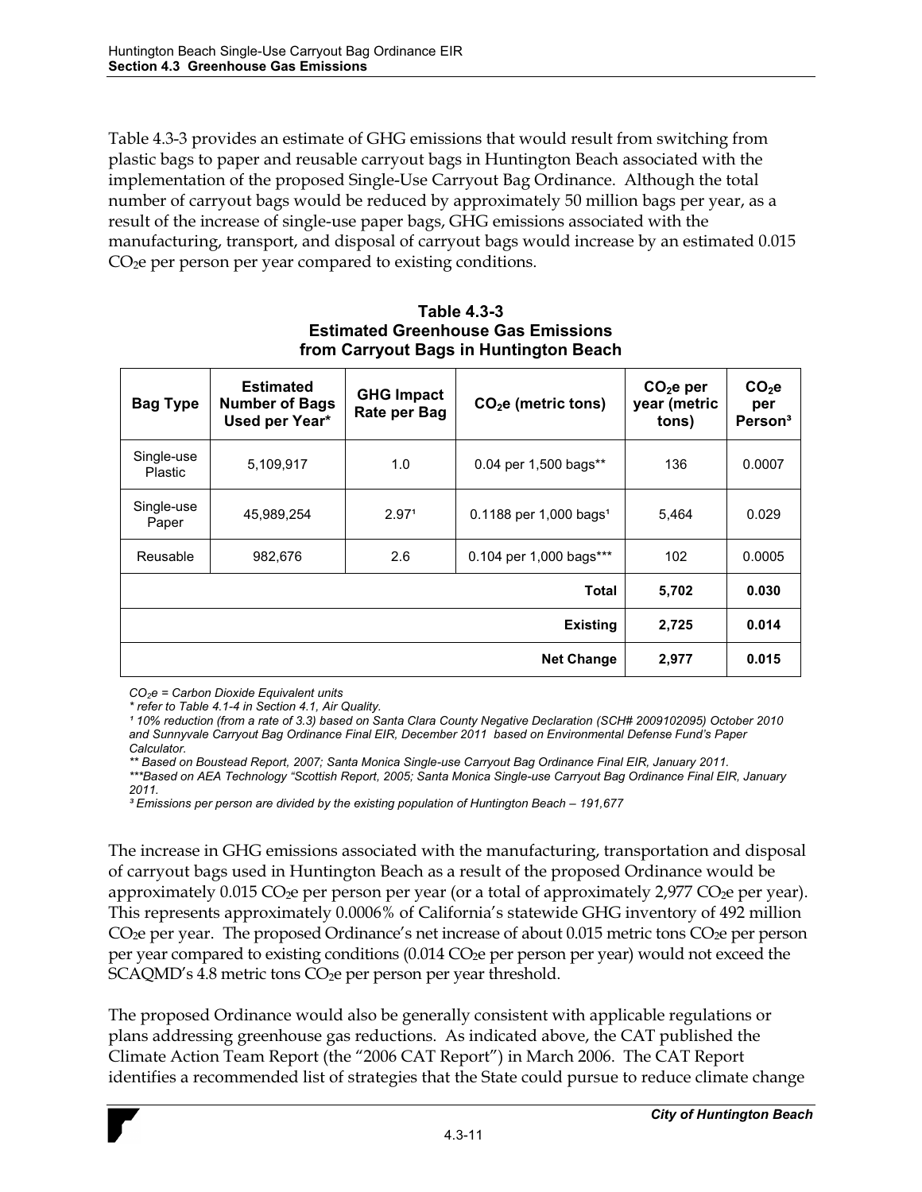Table 4.3-3 provides an estimate of GHG emissions that would result from switching from plastic bags to paper and reusable carryout bags in Huntington Beach associated with the implementation of the proposed Single-Use Carryout Bag Ordinance. Although the total number of carryout bags would be reduced by approximately 50 million bags per year, as a result of the increase of single-use paper bags, GHG emissions associated with the manufacturing, transport, and disposal of carryout bags would increase by an estimated 0.015 $CO_2e$ per person per year compared to existing conditions.

**Table 4.3-3**
**Estimated Greenhouse Gas Emissions from Carryout Bags in Huntington Beach**

| Bag Type | Estimated Number of Bags Used per Year* | GHG Impact Rate per Bag | $CO_2e$ (metric tons) | $CO_2e$ per year (metric tons) | $CO_2e$ per Person[3] |
|---|---|---|---|---|---|
| Single-use Plastic | 5,109,917 | 1.0 | 0.04 per 1,500 bags** | 136 | 0.0007 |
| Single-use Paper | 45,989,254 | 2.97[1] | 0.1188 per 1,000 bags[1] | 5,464 | 0.029 |
| Reusable | 982,676 | 2.6 | 0.104 per 1,000 bags*** | 102 | 0.0005 |
| | | | **Total** | **5,702** | **0.030** |
| | | | **Existing** | **2,725** | **0.014** |
| | | | **Net Change** | **2,977** | **0.015** |

*$CO_2e$ = Carbon Dioxide Equivalent units*

*\* refer to Table 4.1-4 in Section 4.1, Air Quality.*

*[1] 10% reduction (from a rate of 3.3) based on Santa Clara County Negative Declaration (SCH# 2009102095) October 2010 and Sunnyvale Carryout Bag Ordinance Final EIR, December 2011 based on Environmental Defense Fund's Paper Calculator.*

*\*\* Based on Boustead Report, 2007; Santa Monica Single-use Carryout Bag Ordinance Final EIR, January 2011.*

*\*\*\*Based on AEA Technology "Scottish Report, 2005; Santa Monica Single-use Carryout Bag Ordinance Final EIR, January 2011.*

*[3] Emissions per person are divided by the existing population of Huntington Beach – 191,677*

The increase in GHG emissions associated with the manufacturing, transportation and disposal of carryout bags used in Huntington Beach as a result of the proposed Ordinance would be approximately 0.015 $CO_2e$ per person per year (or a total of approximately 2,977 $CO_2e$ per year). This represents approximately 0.0006% of California's statewide GHG inventory of 492 million $CO_2e$ per year. The proposed Ordinance's net increase of about 0.015 metric tons $CO_2e$ per person per year compared to existing conditions (0.014 $CO_2e$ per person per year) would not exceed the SCAQMD's 4.8 metric tons $CO_2e$ per person per year threshold.

The proposed Ordinance would also be generally consistent with applicable regulations or plans addressing greenhouse gas reductions. As indicated above, the CAT published the Climate Action Team Report (the "2006 CAT Report") in March 2006. The CAT Report identifies a recommended list of strategies that the State could pursue to reduce climate change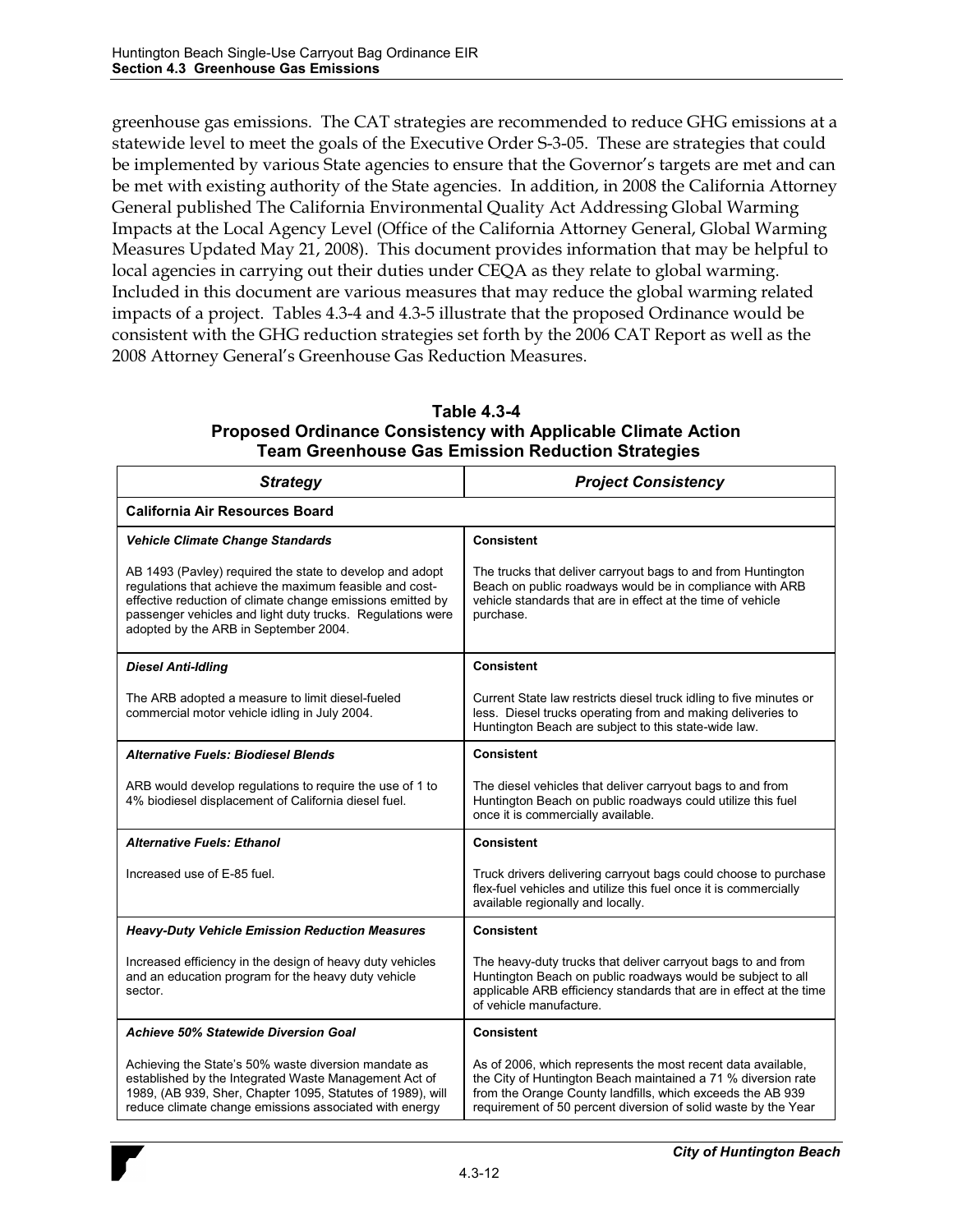greenhouse gas emissions. The CAT strategies are recommended to reduce GHG emissions at a statewide level to meet the goals of the Executive Order S-3-05. These are strategies that could be implemented by various State agencies to ensure that the Governor's targets are met and can be met with existing authority of the State agencies. In addition, in 2008 the California Attorney General published The California Environmental Quality Act Addressing Global Warming Impacts at the Local Agency Level (Office of the California Attorney General, Global Warming Measures Updated May 21, 2008). This document provides information that may be helpful to local agencies in carrying out their duties under CEQA as they relate to global warming. Included in this document are various measures that may reduce the global warming related impacts of a project. Tables 4.3-4 and 4.3-5 illustrate that the proposed Ordinance would be consistent with the GHG reduction strategies set forth by the 2006 CAT Report as well as the 2008 Attorney General's Greenhouse Gas Reduction Measures.

**Table 4.3-4**
**Proposed Ordinance Consistency with Applicable Climate Action Team Greenhouse Gas Emission Reduction Strategies**

| *Strategy* | *Project Consistency* |
|---|---|
| **California Air Resources Board** | |
| ***Vehicle Climate Change Standards***<br><br>AB 1493 (Pavley) required the state to develop and adopt regulations that achieve the maximum feasible and cost-effective reduction of climate change emissions emitted by passenger vehicles and light duty trucks. Regulations were adopted by the ARB in September 2004. | **Consistent**<br><br>The trucks that deliver carryout bags to and from Huntington Beach on public roadways would be in compliance with ARB vehicle standards that are in effect at the time of vehicle purchase. |
| ***Diesel Anti-Idling***<br><br>The ARB adopted a measure to limit diesel-fueled commercial motor vehicle idling in July 2004. | **Consistent**<br><br>Current State law restricts diesel truck idling to five minutes or less. Diesel trucks operating from and making deliveries to Huntington Beach are subject to this state-wide law. |
| ***Alternative Fuels: Biodiesel Blends***<br><br>ARB would develop regulations to require the use of 1 to 4% biodiesel displacement of California diesel fuel. | **Consistent**<br><br>The diesel vehicles that deliver carryout bags to and from Huntington Beach on public roadways could utilize this fuel once it is commercially available. |
| ***Alternative Fuels: Ethanol***<br><br>Increased use of E-85 fuel. | **Consistent**<br><br>Truck drivers delivering carryout bags could choose to purchase flex-fuel vehicles and utilize this fuel once it is commercially available regionally and locally. |
| ***Heavy-Duty Vehicle Emission Reduction Measures***<br><br>Increased efficiency in the design of heavy duty vehicles and an education program for the heavy duty vehicle sector. | **Consistent**<br><br>The heavy-duty trucks that deliver carryout bags to and from Huntington Beach on public roadways would be subject to all applicable ARB efficiency standards that are in effect at the time of vehicle manufacture. |
| ***Achieve 50% Statewide Diversion Goal***<br><br>Achieving the State's 50% waste diversion mandate as established by the Integrated Waste Management Act of 1989, (AB 939, Sher, Chapter 1095, Statutes of 1989), will reduce climate change emissions associated with energy | **Consistent**<br><br>As of 2006, which represents the most recent data available, the City of Huntington Beach maintained a 71 % diversion rate from the Orange County landfills, which exceeds the AB 939 requirement of 50 percent diversion of solid waste by the Year |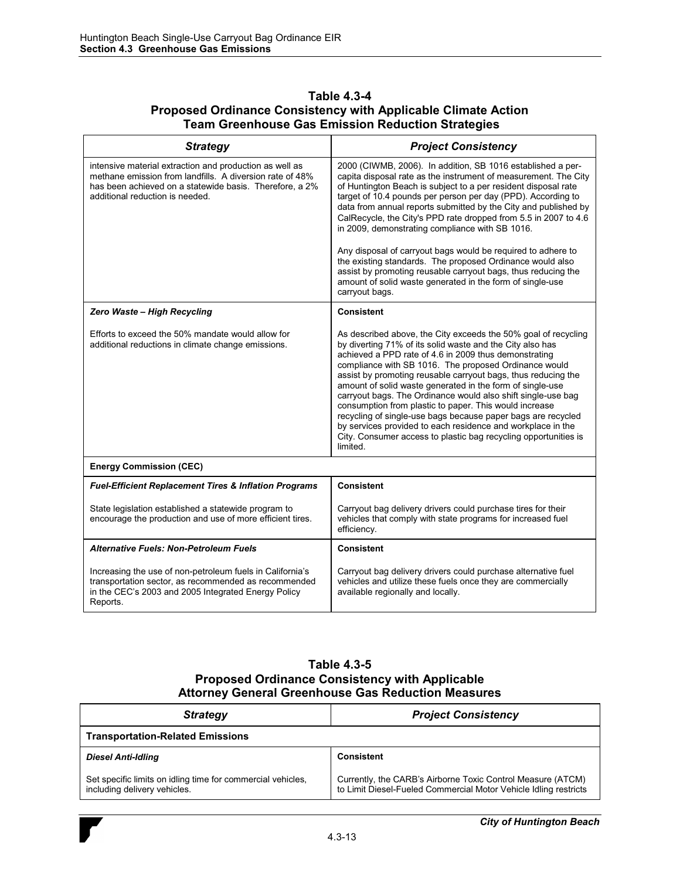**Table 4.3-4**
**Proposed Ordinance Consistency with Applicable Climate Action Team Greenhouse Gas Emission Reduction Strategies**

| *Strategy* | *Project Consistency* |
|---|---|
| intensive material extraction and production as well as methane emission from landfills. A diversion rate of 48% has been achieved on a statewide basis. Therefore, a 2% additional reduction is needed. | 2000 (CIWMB, 2006). In addition, SB 1016 established a per-capita disposal rate as the instrument of measurement. The City of Huntington Beach is subject to a per resident disposal rate target of 10.4 pounds per person per day (PPD). According to data from annual reports submitted by the City and published by CalRecycle, the City's PPD rate dropped from 5.5 in 2007 to 4.6 in 2009, demonstrating compliance with SB 1016.<br><br>Any disposal of carryout bags would be required to adhere to the existing standards. The proposed Ordinance would also assist by promoting reusable carryout bags, thus reducing the amount of solid waste generated in the form of single-use carryout bags. |
| ***Zero Waste – High Recycling***<br><br>Efforts to exceed the 50% mandate would allow for additional reductions in climate change emissions. | **Consistent**<br><br>As described above, the City exceeds the 50% goal of recycling by diverting 71% of its solid waste and the City also has achieved a PPD rate of 4.6 in 2009 thus demonstrating compliance with SB 1016. The proposed Ordinance would assist by promoting reusable carryout bags, thus reducing the amount of solid waste generated in the form of single-use carryout bags. The Ordinance would also shift single-use bag consumption from plastic to paper. This would increase recycling of single-use bags because paper bags are recycled by services provided to each residence and workplace in the City. Consumer access to plastic bag recycling opportunities is limited. |
| **Energy Commission (CEC)** | |
| ***Fuel-Efficient Replacement Tires & Inflation Programs***<br><br>State legislation established a statewide program to encourage the production and use of more efficient tires. | **Consistent**<br><br>Carryout bag delivery drivers could purchase tires for their vehicles that comply with state programs for increased fuel efficiency. |
| ***Alternative Fuels: Non-Petroleum Fuels***<br><br>Increasing the use of non-petroleum fuels in California's transportation sector, as recommended as recommended in the CEC's 2003 and 2005 Integrated Energy Policy Reports. | **Consistent**<br><br>Carryout bag delivery drivers could purchase alternative fuel vehicles and utilize these fuels once they are commercially available regionally and locally. |

**Table 4.3-5**
**Proposed Ordinance Consistency with Applicable Attorney General Greenhouse Gas Reduction Measures**

| *Strategy* | *Project Consistency* |
|---|---|
| **Transportation-Related Emissions** | |
| ***Diesel Anti-Idling***<br><br>Set specific limits on idling time for commercial vehicles, including delivery vehicles. | **Consistent**<br><br>Currently, the CARB's Airborne Toxic Control Measure (ATCM) to Limit Diesel-Fueled Commercial Motor Vehicle Idling restricts |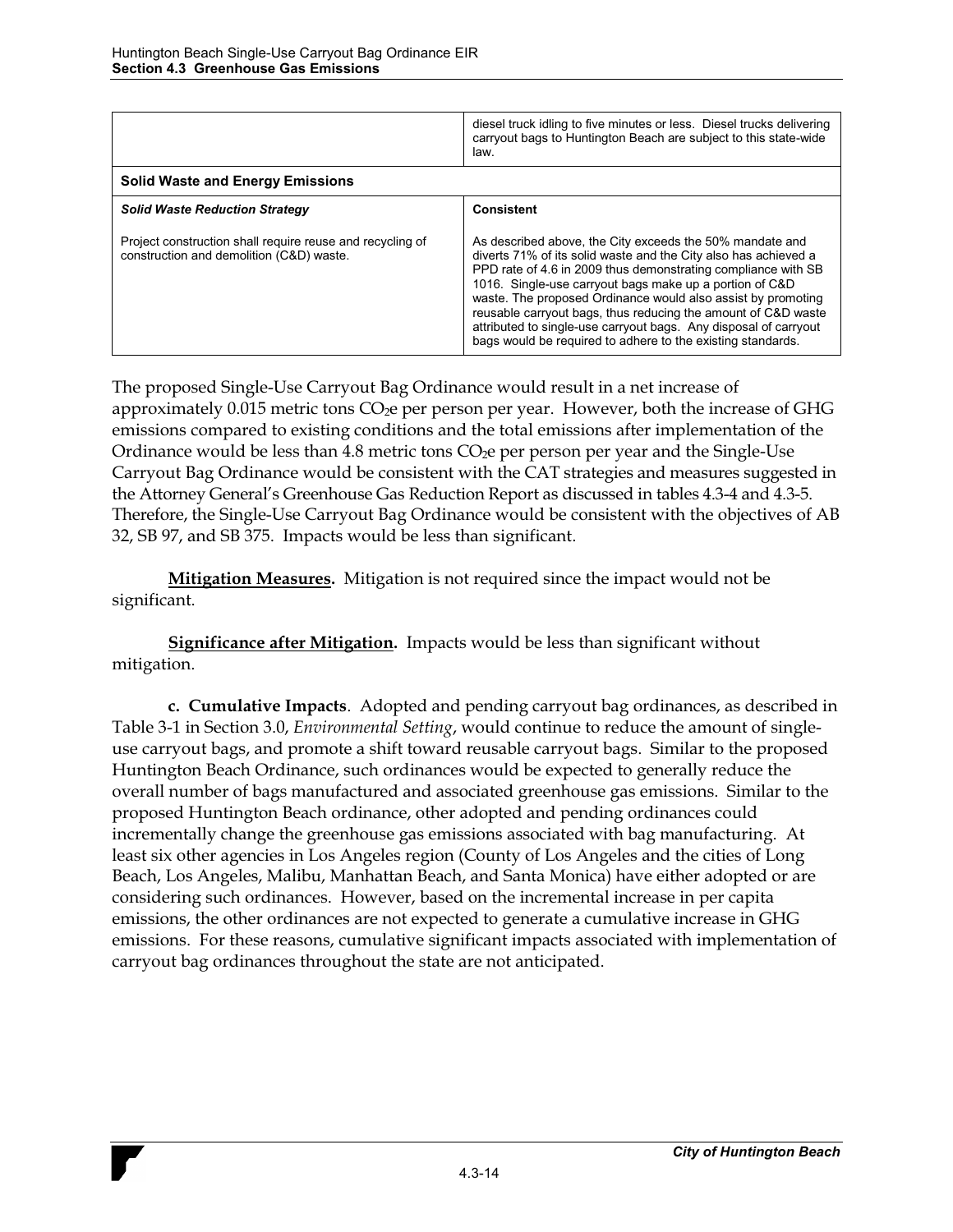| | |
|---|---|
| | diesel truck idling to five minutes or less. Diesel trucks delivering carryout bags to Huntington Beach are subject to this state-wide law. |
| **Solid Waste and Energy Emissions** | |
| ***Solid Waste Reduction Strategy*** <br><br> Project construction shall require reuse and recycling of construction and demolition (C&D) waste. | **Consistent** <br><br> As described above, the City exceeds the 50% mandate and diverts 71% of its solid waste and the City also has achieved a PPD rate of 4.6 in 2009 thus demonstrating compliance with SB 1016. Single-use carryout bags make up a portion of C&D waste. The proposed Ordinance would also assist by promoting reusable carryout bags, thus reducing the amount of C&D waste attributed to single-use carryout bags. Any disposal of carryout bags would be required to adhere to the existing standards. |

The proposed Single-Use Carryout Bag Ordinance would result in a net increase of approximately 0.015 metric tons $CO_2e$ per person per year. However, both the increase of GHG emissions compared to existing conditions and the total emissions after implementation of the Ordinance would be less than 4.8 metric tons $CO_2e$ per person per year and the Single-Use Carryout Bag Ordinance would be consistent with the CAT strategies and measures suggested in the Attorney General's Greenhouse Gas Reduction Report as discussed in tables 4.3-4 and 4.3-5. Therefore, the Single-Use Carryout Bag Ordinance would be consistent with the objectives of AB 32, SB 97, and SB 375. Impacts would be less than significant.

**Mitigation Measures.** Mitigation is not required since the impact would not be significant.

**Significance after Mitigation.** Impacts would be less than significant without mitigation.

**c. Cumulative Impacts**. Adopted and pending carryout bag ordinances, as described in Table 3-1 in Section 3.0, *Environmental Setting*, would continue to reduce the amount of single-use carryout bags, and promote a shift toward reusable carryout bags. Similar to the proposed Huntington Beach Ordinance, such ordinances would be expected to generally reduce the overall number of bags manufactured and associated greenhouse gas emissions. Similar to the proposed Huntington Beach ordinance, other adopted and pending ordinances could incrementally change the greenhouse gas emissions associated with bag manufacturing. At least six other agencies in Los Angeles region (County of Los Angeles and the cities of Long Beach, Los Angeles, Malibu, Manhattan Beach, and Santa Monica) have either adopted or are considering such ordinances. However, based on the incremental increase in per capita emissions, the other ordinances are not expected to generate a cumulative increase in GHG emissions. For these reasons, cumulative significant impacts associated with implementation of carryout bag ordinances throughout the state are not anticipated.